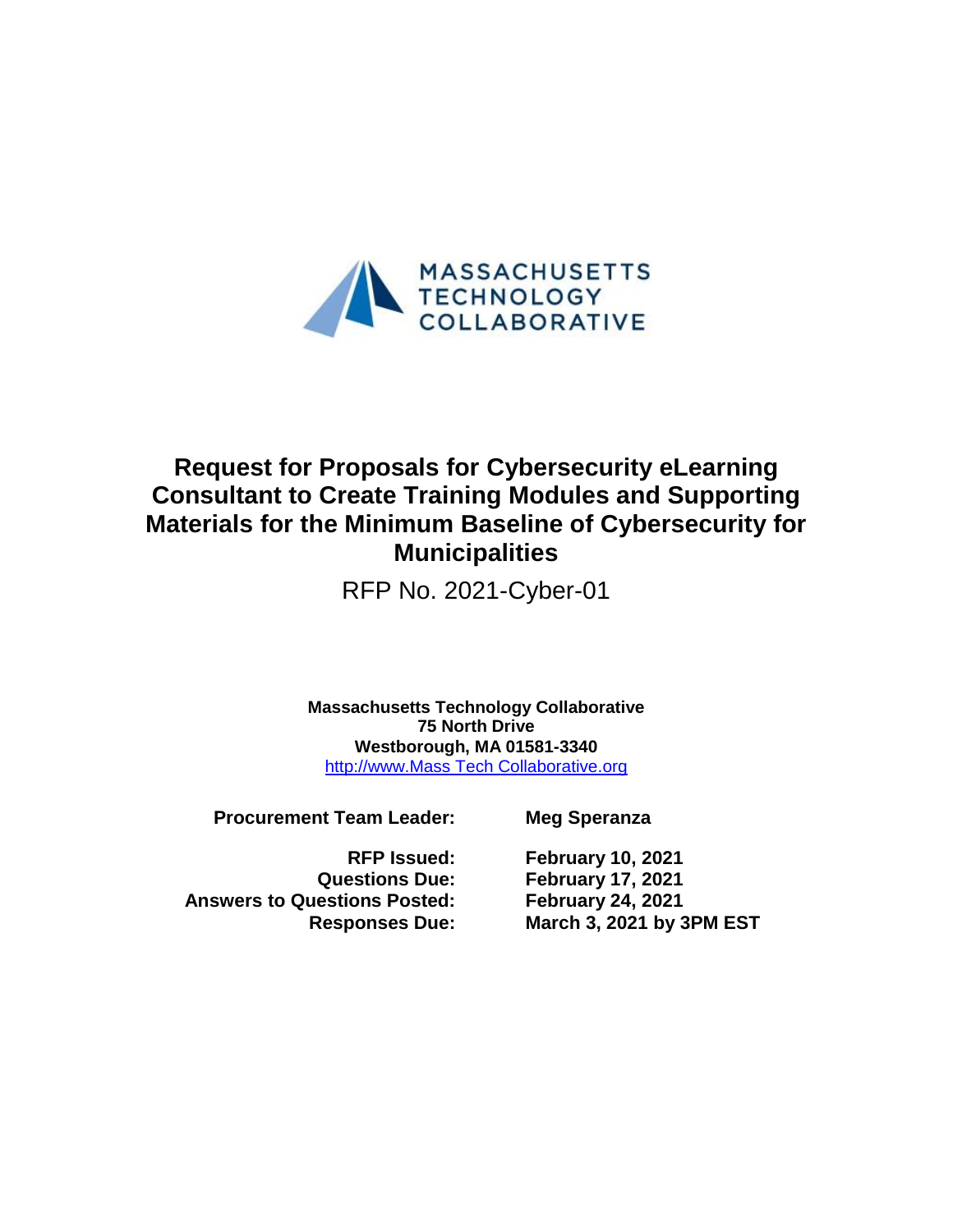MASSACHUSETTS TECHNOLOGY COLLABORATIVE

# Request for Proposals for Cybersecurity eLearning Consultant to Create Training Modules and Supporting Materials for the Minimum Baseline of Cybersecurity for Municipalities

RFP No. 2021-Cyber-01

**Massachusetts Technology Collaborative**
**75 North Drive**
**Westborough, MA 01581-3340**
[http://www.Mass Tech Collaborative.org](http://www.Mass Tech Collaborative.org)

**Procurement Team Leader:** **Meg Speranza**

**RFP Issued:** **February 10, 2021**
**Questions Due:** **February 17, 2021**
**Answers to Questions Posted:** **February 24, 2021**
**Responses Due:** **March 3, 2021 by 3PM EST**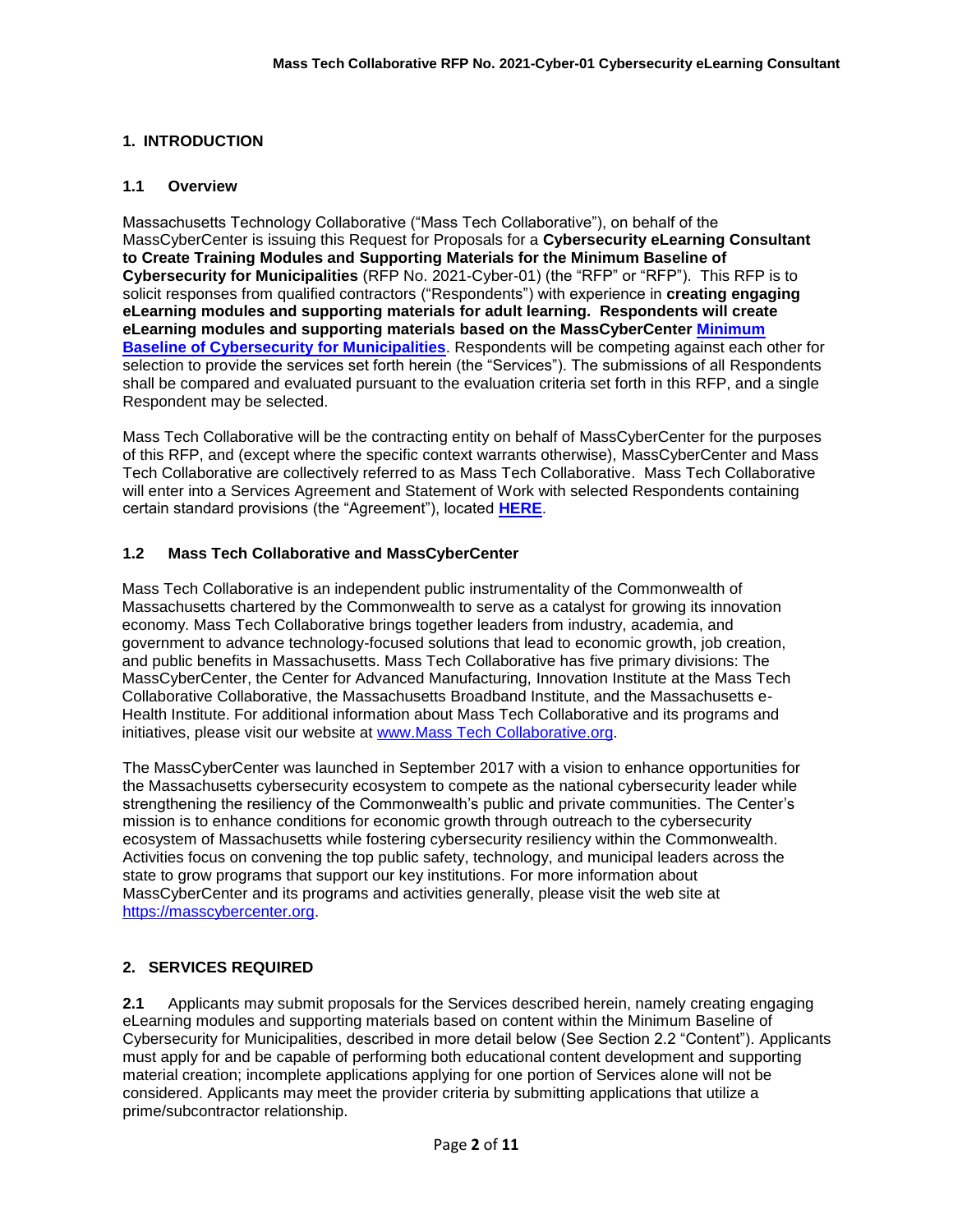## 1. INTRODUCTION

### 1.1 Overview

Massachusetts Technology Collaborative ("Mass Tech Collaborative"), on behalf of the MassCyberCenter is issuing this Request for Proposals for a **Cybersecurity eLearning Consultant to Create Training Modules and Supporting Materials for the Minimum Baseline of Cybersecurity for Municipalities** (RFP No. 2021-Cyber-01) (the "RFP" or "RFP"). This RFP is to solicit responses from qualified contractors ("Respondents") with experience in **creating engaging eLearning modules and supporting materials for adult learning. Respondents will create eLearning modules and supporting materials based on the MassCyberCenter [Minimum Baseline of Cybersecurity for Municipalities]**. Respondents will be competing against each other for selection to provide the services set forth herein (the "Services"). The submissions of all Respondents shall be compared and evaluated pursuant to the evaluation criteria set forth in this RFP, and a single Respondent may be selected.

Mass Tech Collaborative will be the contracting entity on behalf of MassCyberCenter for the purposes of this RFP, and (except where the specific context warrants otherwise), MassCyberCenter and Mass Tech Collaborative are collectively referred to as Mass Tech Collaborative. Mass Tech Collaborative will enter into a Services Agreement and Statement of Work with selected Respondents containing certain standard provisions (the "Agreement"), located **HERE**.

### 1.2 Mass Tech Collaborative and MassCyberCenter

Mass Tech Collaborative is an independent public instrumentality of the Commonwealth of Massachusetts chartered by the Commonwealth to serve as a catalyst for growing its innovation economy. Mass Tech Collaborative brings together leaders from industry, academia, and government to advance technology-focused solutions that lead to economic growth, job creation, and public benefits in Massachusetts. Mass Tech Collaborative has five primary divisions: The MassCyberCenter, the Center for Advanced Manufacturing, Innovation Institute at the Mass Tech Collaborative Collaborative, the Massachusetts Broadband Institute, and the Massachusetts e-Health Institute. For additional information about Mass Tech Collaborative and its programs and initiatives, please visit our website at www.Mass Tech Collaborative.org.

The MassCyberCenter was launched in September 2017 with a vision to enhance opportunities for the Massachusetts cybersecurity ecosystem to compete as the national cybersecurity leader while strengthening the resiliency of the Commonwealth's public and private communities. The Center's mission is to enhance conditions for economic growth through outreach to the cybersecurity ecosystem of Massachusetts while fostering cybersecurity resiliency within the Commonwealth. Activities focus on convening the top public safety, technology, and municipal leaders across the state to grow programs that support our key institutions. For more information about MassCyberCenter and its programs and activities generally, please visit the web site at https://masscybercenter.org.

## 2. SERVICES REQUIRED

**2.1** Applicants may submit proposals for the Services described herein, namely creating engaging eLearning modules and supporting materials based on content within the Minimum Baseline of Cybersecurity for Municipalities, described in more detail below (See Section 2.2 "Content"). Applicants must apply for and be capable of performing both educational content development and supporting material creation; incomplete applications applying for one portion of Services alone will not be considered. Applicants may meet the provider criteria by submitting applications that utilize a prime/subcontractor relationship.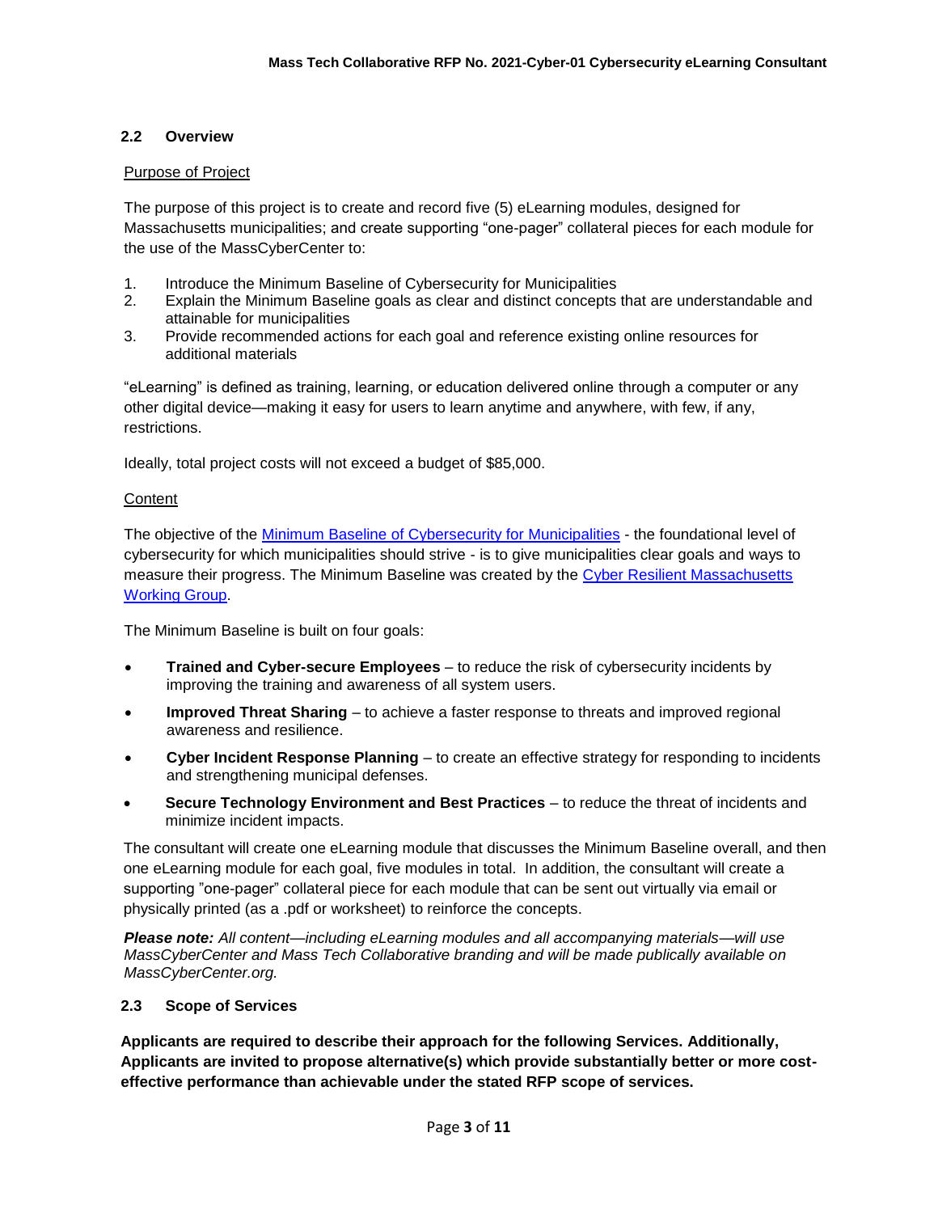## 2.2 Overview

Purpose of Project

The purpose of this project is to create and record five (5) eLearning modules, designed for Massachusetts municipalities; and create supporting "one-pager" collateral pieces for each module for the use of the MassCyberCenter to:

1. Introduce the Minimum Baseline of Cybersecurity for Municipalities
2. Explain the Minimum Baseline goals as clear and distinct concepts that are understandable and attainable for municipalities
3. Provide recommended actions for each goal and reference existing online resources for additional materials

"eLearning" is defined as training, learning, or education delivered online through a computer or any other digital device—making it easy for users to learn anytime and anywhere, with few, if any, restrictions.

Ideally, total project costs will not exceed a budget of $85,000.

Content

The objective of the Minimum Baseline of Cybersecurity for Municipalities - the foundational level of cybersecurity for which municipalities should strive - is to give municipalities clear goals and ways to measure their progress. The Minimum Baseline was created by the Cyber Resilient Massachusetts Working Group.

The Minimum Baseline is built on four goals:

- **Trained and Cyber-secure Employees** – to reduce the risk of cybersecurity incidents by improving the training and awareness of all system users.
- **Improved Threat Sharing** – to achieve a faster response to threats and improved regional awareness and resilience.
- **Cyber Incident Response Planning** – to create an effective strategy for responding to incidents and strengthening municipal defenses.
- **Secure Technology Environment and Best Practices** – to reduce the threat of incidents and minimize incident impacts.

The consultant will create one eLearning module that discusses the Minimum Baseline overall, and then one eLearning module for each goal, five modules in total. In addition, the consultant will create a supporting "one-pager" collateral piece for each module that can be sent out virtually via email or physically printed (as a .pdf or worksheet) to reinforce the concepts.

***Please note:*** *All content—including eLearning modules and all accompanying materials—will use MassCyberCenter and Mass Tech Collaborative branding and will be made publically available on MassCyberCenter.org.*

## 2.3 Scope of Services

**Applicants are required to describe their approach for the following Services. Additionally, Applicants are invited to propose alternative(s) which provide substantially better or more cost-effective performance than achievable under the stated RFP scope of services.**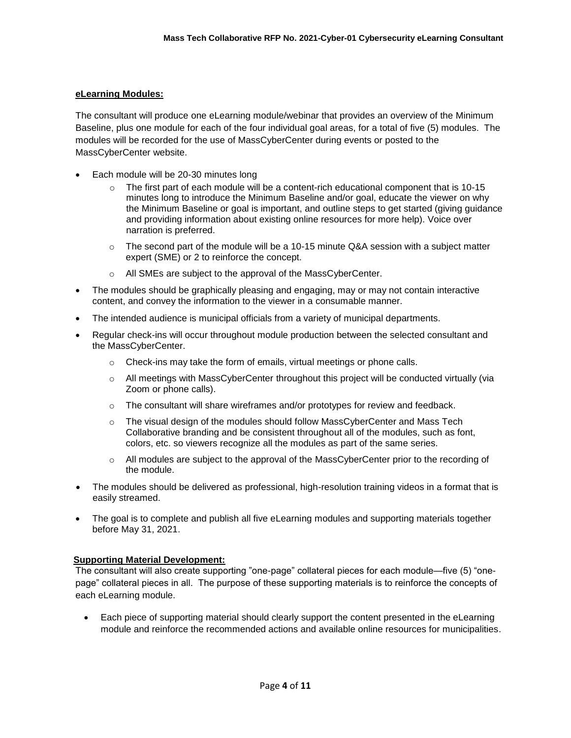**eLearning Modules:**

The consultant will produce one eLearning module/webinar that provides an overview of the Minimum Baseline, plus one module for each of the four individual goal areas, for a total of five (5) modules. The modules will be recorded for the use of MassCyberCenter during events or posted to the MassCyberCenter website.

- Each module will be 20-30 minutes long
    - The first part of each module will be a content-rich educational component that is 10-15 minutes long to introduce the Minimum Baseline and/or goal, educate the viewer on why the Minimum Baseline or goal is important, and outline steps to get started (giving guidance and providing information about existing online resources for more help). Voice over narration is preferred.
    - The second part of the module will be a 10-15 minute Q&A session with a subject matter expert (SME) or 2 to reinforce the concept.
    - All SMEs are subject to the approval of the MassCyberCenter.
- The modules should be graphically pleasing and engaging, may or may not contain interactive content, and convey the information to the viewer in a consumable manner.
- The intended audience is municipal officials from a variety of municipal departments.
- Regular check-ins will occur throughout module production between the selected consultant and the MassCyberCenter.
    - Check-ins may take the form of emails, virtual meetings or phone calls.
    - All meetings with MassCyberCenter throughout this project will be conducted virtually (via Zoom or phone calls).
    - The consultant will share wireframes and/or prototypes for review and feedback.
    - The visual design of the modules should follow MassCyberCenter and Mass Tech Collaborative branding and be consistent throughout all of the modules, such as font, colors, etc. so viewers recognize all the modules as part of the same series.
    - All modules are subject to the approval of the MassCyberCenter prior to the recording of the module.
- The modules should be delivered as professional, high-resolution training videos in a format that is easily streamed.
- The goal is to complete and publish all five eLearning modules and supporting materials together before May 31, 2021.

**Supporting Material Development:**

The consultant will also create supporting "one-page" collateral pieces for each module—five (5) "one-page" collateral pieces in all. The purpose of these supporting materials is to reinforce the concepts of each eLearning module.

- Each piece of supporting material should clearly support the content presented in the eLearning module and reinforce the recommended actions and available online resources for municipalities.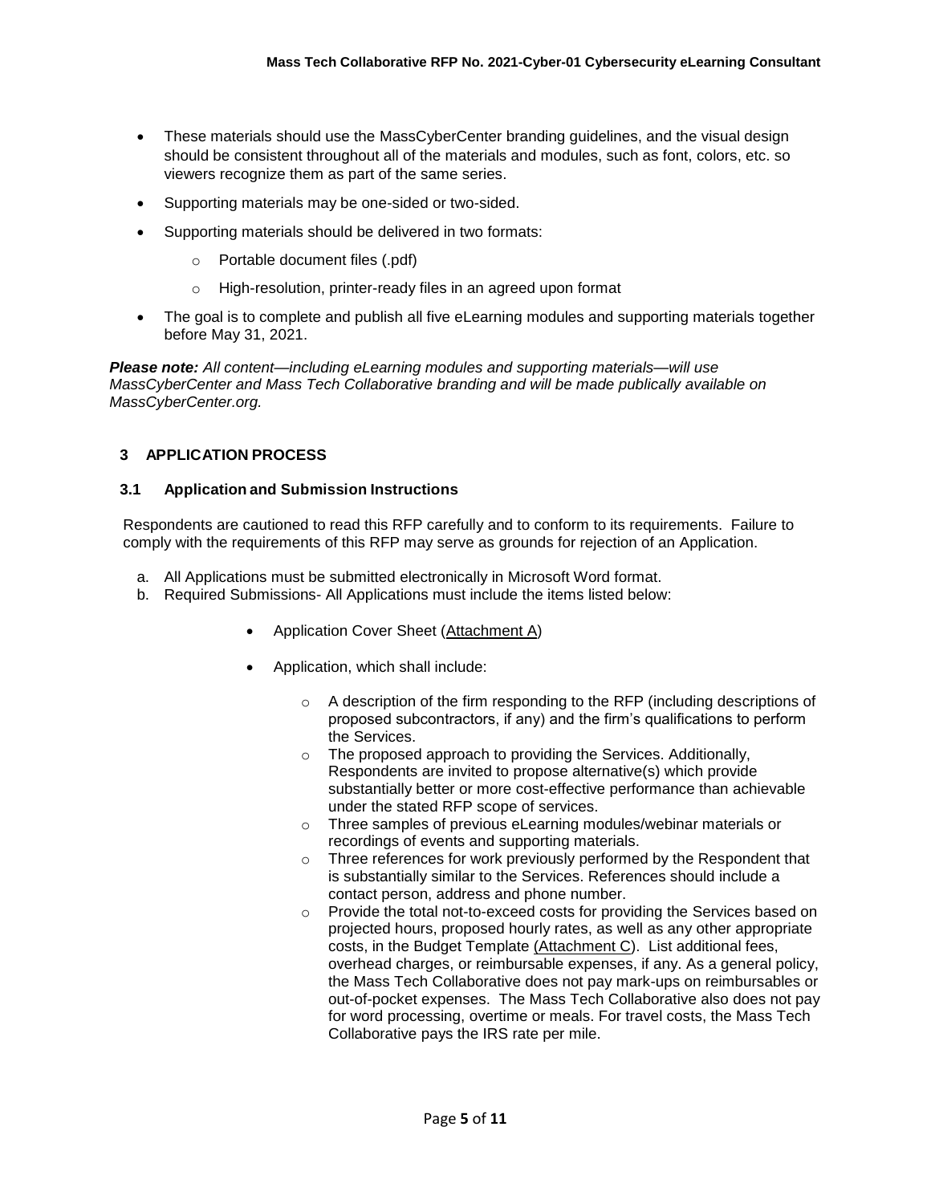- These materials should use the MassCyberCenter branding guidelines, and the visual design should be consistent throughout all of the materials and modules, such as font, colors, etc. so viewers recognize them as part of the same series.
- Supporting materials may be one-sided or two-sided.
- Supporting materials should be delivered in two formats:
  - Portable document files (.pdf)
  - High-resolution, printer-ready files in an agreed upon format
- The goal is to complete and publish all five eLearning modules and supporting materials together before May 31, 2021.

***Please note:*** *All content—including eLearning modules and supporting materials—will use MassCyberCenter and Mass Tech Collaborative branding and will be made publically available on MassCyberCenter.org.*

## 3 APPLICATION PROCESS

### 3.1 Application and Submission Instructions

Respondents are cautioned to read this RFP carefully and to conform to its requirements. Failure to comply with the requirements of this RFP may serve as grounds for rejection of an Application.

a. All Applications must be submitted electronically in Microsoft Word format.
b. Required Submissions- All Applications must include the items listed below:

- Application Cover Sheet (Attachment A)
- Application, which shall include:
  - A description of the firm responding to the RFP (including descriptions of proposed subcontractors, if any) and the firm's qualifications to perform the Services.
  - The proposed approach to providing the Services. Additionally, Respondents are invited to propose alternative(s) which provide substantially better or more cost-effective performance than achievable under the stated RFP scope of services.
  - Three samples of previous eLearning modules/webinar materials or recordings of events and supporting materials.
  - Three references for work previously performed by the Respondent that is substantially similar to the Services. References should include a contact person, address and phone number.
  - Provide the total not-to-exceed costs for providing the Services based on projected hours, proposed hourly rates, as well as any other appropriate costs, in the Budget Template (Attachment C). List additional fees, overhead charges, or reimbursable expenses, if any. As a general policy, the Mass Tech Collaborative does not pay mark-ups on reimbursables or out-of-pocket expenses. The Mass Tech Collaborative also does not pay for word processing, overtime or meals. For travel costs, the Mass Tech Collaborative pays the IRS rate per mile.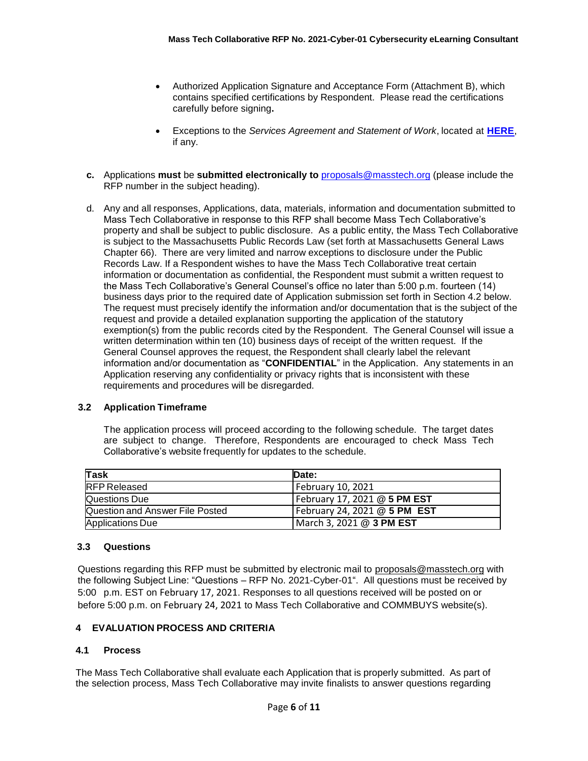- Authorized Application Signature and Acceptance Form (Attachment B), which contains specified certifications by Respondent. Please read the certifications carefully before signing**.**

- Exceptions to the *Services Agreement and Statement of Work*, located at **HERE**, if any.

**c.** Applications **must** be **submitted electronically to** proposals@masstech.org (please include the RFP number in the subject heading).

d. Any and all responses, Applications, data, materials, information and documentation submitted to Mass Tech Collaborative in response to this RFP shall become Mass Tech Collaborative's property and shall be subject to public disclosure. As a public entity, the Mass Tech Collaborative is subject to the Massachusetts Public Records Law (set forth at Massachusetts General Laws Chapter 66). There are very limited and narrow exceptions to disclosure under the Public Records Law. If a Respondent wishes to have the Mass Tech Collaborative treat certain information or documentation as confidential, the Respondent must submit a written request to the Mass Tech Collaborative's General Counsel's office no later than 5:00 p.m. fourteen (14) business days prior to the required date of Application submission set forth in Section 4.2 below. The request must precisely identify the information and/or documentation that is the subject of the request and provide a detailed explanation supporting the application of the statutory exemption(s) from the public records cited by the Respondent. The General Counsel will issue a written determination within ten (10) business days of receipt of the written request. If the General Counsel approves the request, the Respondent shall clearly label the relevant information and/or documentation as "**CONFIDENTIAL**" in the Application. Any statements in an Application reserving any confidentiality or privacy rights that is inconsistent with these requirements and procedures will be disregarded.

### 3.2 Application Timeframe

The application process will proceed according to the following schedule. The target dates are subject to change. Therefore, Respondents are encouraged to check Mass Tech Collaborative's website frequently for updates to the schedule.

| Task | Date: |
|---|---|
| RFP Released | February 10, 2021 |
| Questions Due | February 17, 2021 @ **5 PM EST** |
| Question and Answer File Posted | February 24, 2021 @ **5 PM EST** |
| Applications Due | March 3, 2021 @ **3 PM EST** |

### 3.3 Questions

Questions regarding this RFP must be submitted by electronic mail to proposals@masstech.org with the following Subject Line: "Questions – RFP No. 2021-Cyber-01". All questions must be received by 5:00 p.m. EST on February 17, 2021. Responses to all questions received will be posted on or before 5:00 p.m. on February 24, 2021 to Mass Tech Collaborative and COMMBUYS website(s).

## 4 EVALUATION PROCESS AND CRITERIA

### 4.1 Process

The Mass Tech Collaborative shall evaluate each Application that is properly submitted. As part of the selection process, Mass Tech Collaborative may invite finalists to answer questions regarding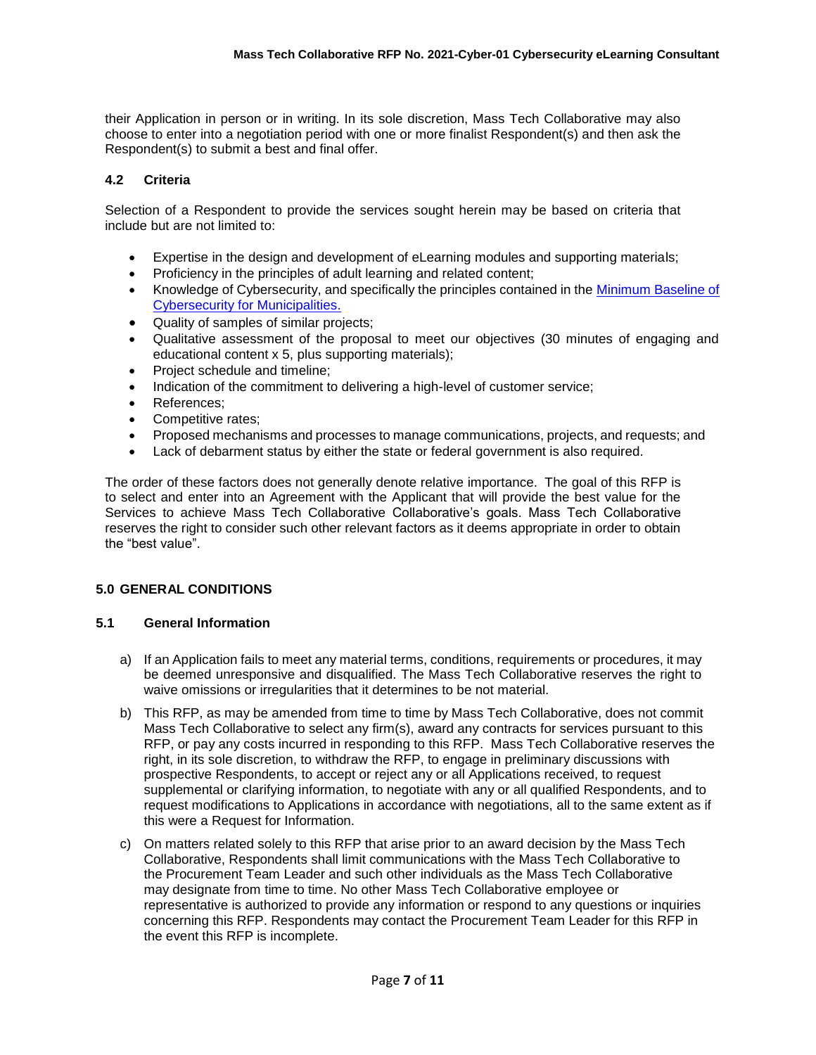their Application in person or in writing. In its sole discretion, Mass Tech Collaborative may also choose to enter into a negotiation period with one or more finalist Respondent(s) and then ask the Respondent(s) to submit a best and final offer.

### 4.2 Criteria

Selection of a Respondent to provide the services sought herein may be based on criteria that include but are not limited to:

- Expertise in the design and development of eLearning modules and supporting materials;
- Proficiency in the principles of adult learning and related content;
- Knowledge of Cybersecurity, and specifically the principles contained in the Minimum Baseline of Cybersecurity for Municipalities.
- Quality of samples of similar projects;
- Qualitative assessment of the proposal to meet our objectives (30 minutes of engaging and educational content x 5, plus supporting materials);
- Project schedule and timeline;
- Indication of the commitment to delivering a high-level of customer service;
- References;
- Competitive rates;
- Proposed mechanisms and processes to manage communications, projects, and requests; and
- Lack of debarment status by either the state or federal government is also required.

The order of these factors does not generally denote relative importance. The goal of this RFP is to select and enter into an Agreement with the Applicant that will provide the best value for the Services to achieve Mass Tech Collaborative Collaborative's goals. Mass Tech Collaborative reserves the right to consider such other relevant factors as it deems appropriate in order to obtain the "best value".

## 5.0 GENERAL CONDITIONS

### 5.1 General Information

a) If an Application fails to meet any material terms, conditions, requirements or procedures, it may be deemed unresponsive and disqualified. The Mass Tech Collaborative reserves the right to waive omissions or irregularities that it determines to be not material.

b) This RFP, as may be amended from time to time by Mass Tech Collaborative, does not commit Mass Tech Collaborative to select any firm(s), award any contracts for services pursuant to this RFP, or pay any costs incurred in responding to this RFP. Mass Tech Collaborative reserves the right, in its sole discretion, to withdraw the RFP, to engage in preliminary discussions with prospective Respondents, to accept or reject any or all Applications received, to request supplemental or clarifying information, to negotiate with any or all qualified Respondents, and to request modifications to Applications in accordance with negotiations, all to the same extent as if this were a Request for Information.

c) On matters related solely to this RFP that arise prior to an award decision by the Mass Tech Collaborative, Respondents shall limit communications with the Mass Tech Collaborative to the Procurement Team Leader and such other individuals as the Mass Tech Collaborative may designate from time to time. No other Mass Tech Collaborative employee or representative is authorized to provide any information or respond to any questions or inquiries concerning this RFP. Respondents may contact the Procurement Team Leader for this RFP in the event this RFP is incomplete.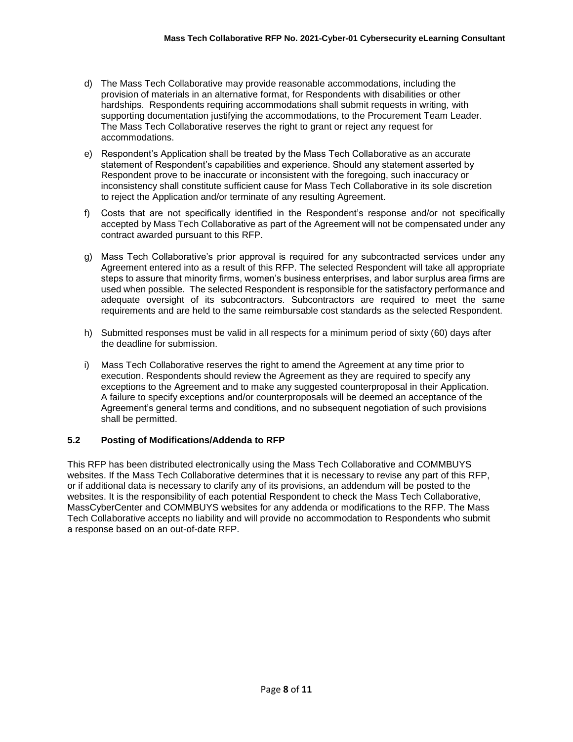d) The Mass Tech Collaborative may provide reasonable accommodations, including the provision of materials in an alternative format, for Respondents with disabilities or other hardships. Respondents requiring accommodations shall submit requests in writing, with supporting documentation justifying the accommodations, to the Procurement Team Leader. The Mass Tech Collaborative reserves the right to grant or reject any request for accommodations.

e) Respondent's Application shall be treated by the Mass Tech Collaborative as an accurate statement of Respondent's capabilities and experience. Should any statement asserted by Respondent prove to be inaccurate or inconsistent with the foregoing, such inaccuracy or inconsistency shall constitute sufficient cause for Mass Tech Collaborative in its sole discretion to reject the Application and/or terminate of any resulting Agreement.

f) Costs that are not specifically identified in the Respondent's response and/or not specifically accepted by Mass Tech Collaborative as part of the Agreement will not be compensated under any contract awarded pursuant to this RFP.

g) Mass Tech Collaborative's prior approval is required for any subcontracted services under any Agreement entered into as a result of this RFP. The selected Respondent will take all appropriate steps to assure that minority firms, women's business enterprises, and labor surplus area firms are used when possible. The selected Respondent is responsible for the satisfactory performance and adequate oversight of its subcontractors. Subcontractors are required to meet the same requirements and are held to the same reimbursable cost standards as the selected Respondent.

h) Submitted responses must be valid in all respects for a minimum period of sixty (60) days after the deadline for submission.

i) Mass Tech Collaborative reserves the right to amend the Agreement at any time prior to execution. Respondents should review the Agreement as they are required to specify any exceptions to the Agreement and to make any suggested counterproposal in their Application. A failure to specify exceptions and/or counterproposals will be deemed an acceptance of the Agreement's general terms and conditions, and no subsequent negotiation of such provisions shall be permitted.

### 5.2 Posting of Modifications/Addenda to RFP

This RFP has been distributed electronically using the Mass Tech Collaborative and COMMBUYS websites. If the Mass Tech Collaborative determines that it is necessary to revise any part of this RFP, or if additional data is necessary to clarify any of its provisions, an addendum will be posted to the websites. It is the responsibility of each potential Respondent to check the Mass Tech Collaborative, MassCyberCenter and COMMBUYS websites for any addenda or modifications to the RFP. The Mass Tech Collaborative accepts no liability and will provide no accommodation to Respondents who submit a response based on an out-of-date RFP.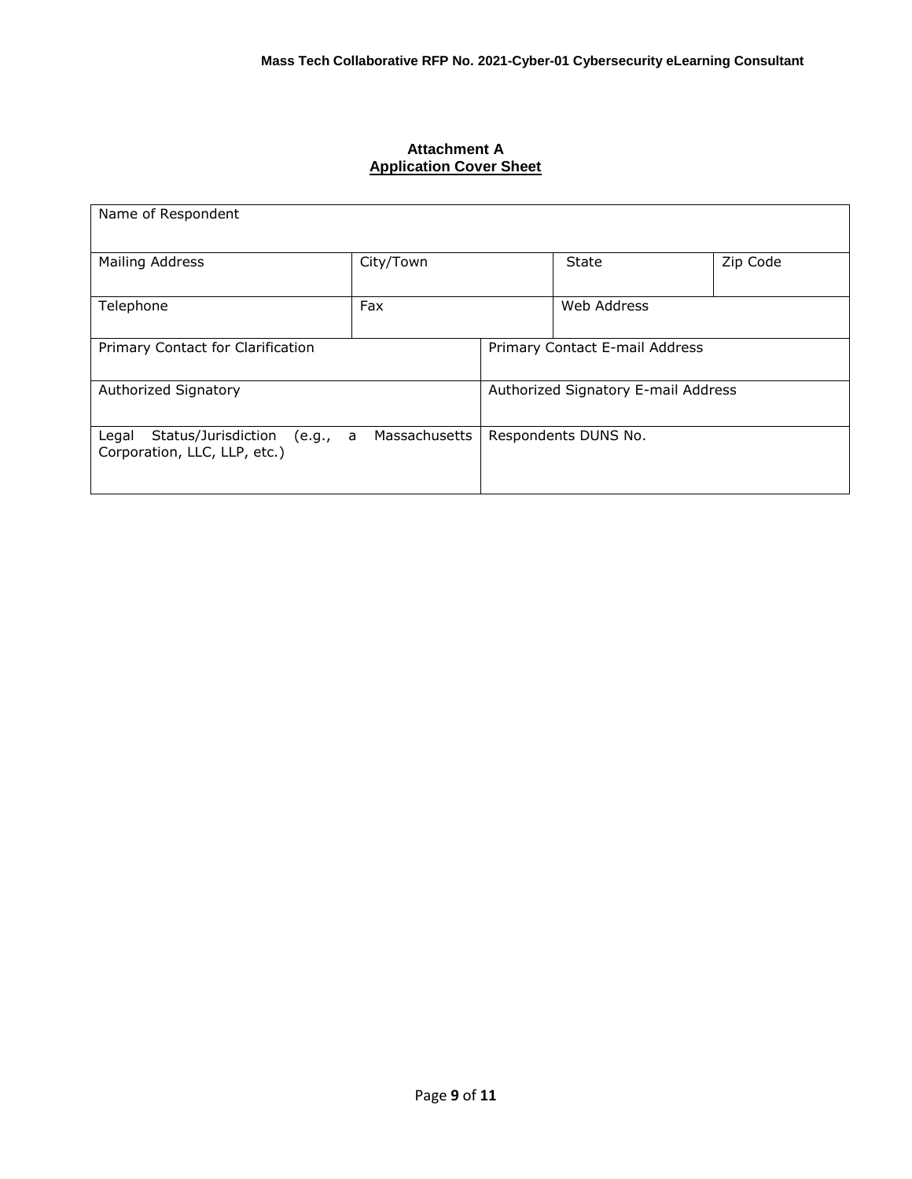## Attachment A
## Application Cover Sheet

| Name of Respondent | | | | |
|---|---|---|---|---|
| Mailing Address | City/Town | | State | Zip Code |
| Telephone | Fax | | Web Address | |
| Primary Contact for Clarification | | Primary Contact E-mail Address | | |
| Authorized Signatory | | Authorized Signatory E-mail Address | | |
| Legal Status/Jurisdiction (e.g., a Massachusetts Corporation, LLC, LLP, etc.) | | Respondents DUNS No. | | |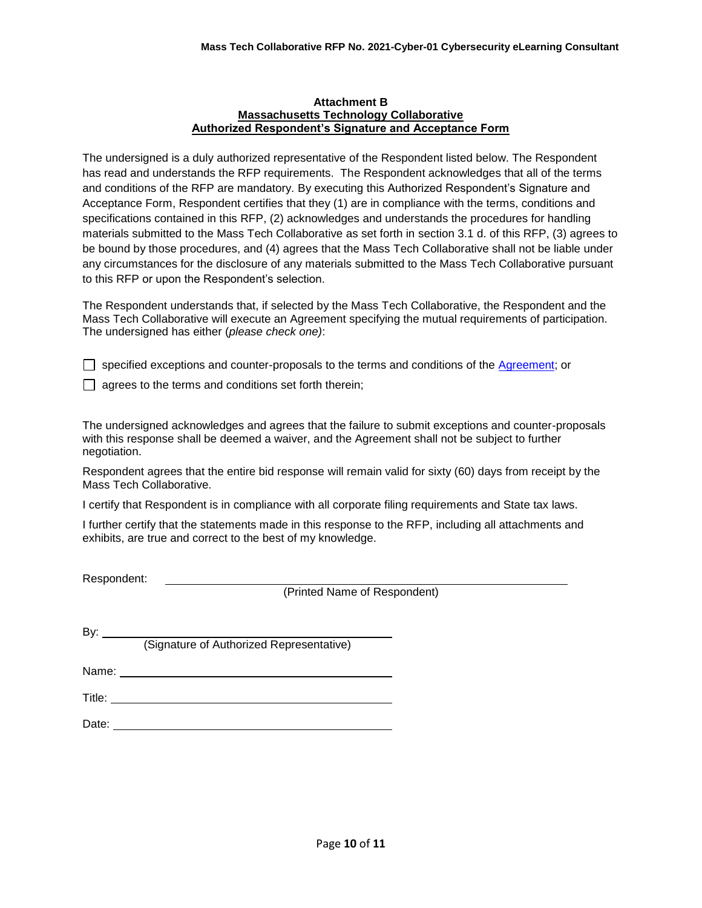### Attachment B
### Massachusetts Technology Collaborative
### Authorized Respondent's Signature and Acceptance Form

The undersigned is a duly authorized representative of the Respondent listed below. The Respondent has read and understands the RFP requirements. The Respondent acknowledges that all of the terms and conditions of the RFP are mandatory. By executing this Authorized Respondent's Signature and Acceptance Form, Respondent certifies that they (1) are in compliance with the terms, conditions and specifications contained in this RFP, (2) acknowledges and understands the procedures for handling materials submitted to the Mass Tech Collaborative as set forth in section 3.1 d. of this RFP, (3) agrees to be bound by those procedures, and (4) agrees that the Mass Tech Collaborative shall not be liable under any circumstances for the disclosure of any materials submitted to the Mass Tech Collaborative pursuant to this RFP or upon the Respondent's selection.

The Respondent understands that, if selected by the Mass Tech Collaborative, the Respondent and the Mass Tech Collaborative will execute an Agreement specifying the mutual requirements of participation. The undersigned has either (*please check one)*:

☐ specified exceptions and counter-proposals to the terms and conditions of the Agreement; or

☐ agrees to the terms and conditions set forth therein;

The undersigned acknowledges and agrees that the failure to submit exceptions and counter-proposals with this response shall be deemed a waiver, and the Agreement shall not be subject to further negotiation.

Respondent agrees that the entire bid response will remain valid for sixty (60) days from receipt by the Mass Tech Collaborative.

I certify that Respondent is in compliance with all corporate filing requirements and State tax laws.

I further certify that the statements made in this response to the RFP, including all attachments and exhibits, are true and correct to the best of my knowledge.

Respondent: ______________________________________________
(Printed Name of Respondent)

By: ______________________________________
(Signature of Authorized Representative)

Name: ______________________________________

Title: ______________________________________

Date: ______________________________________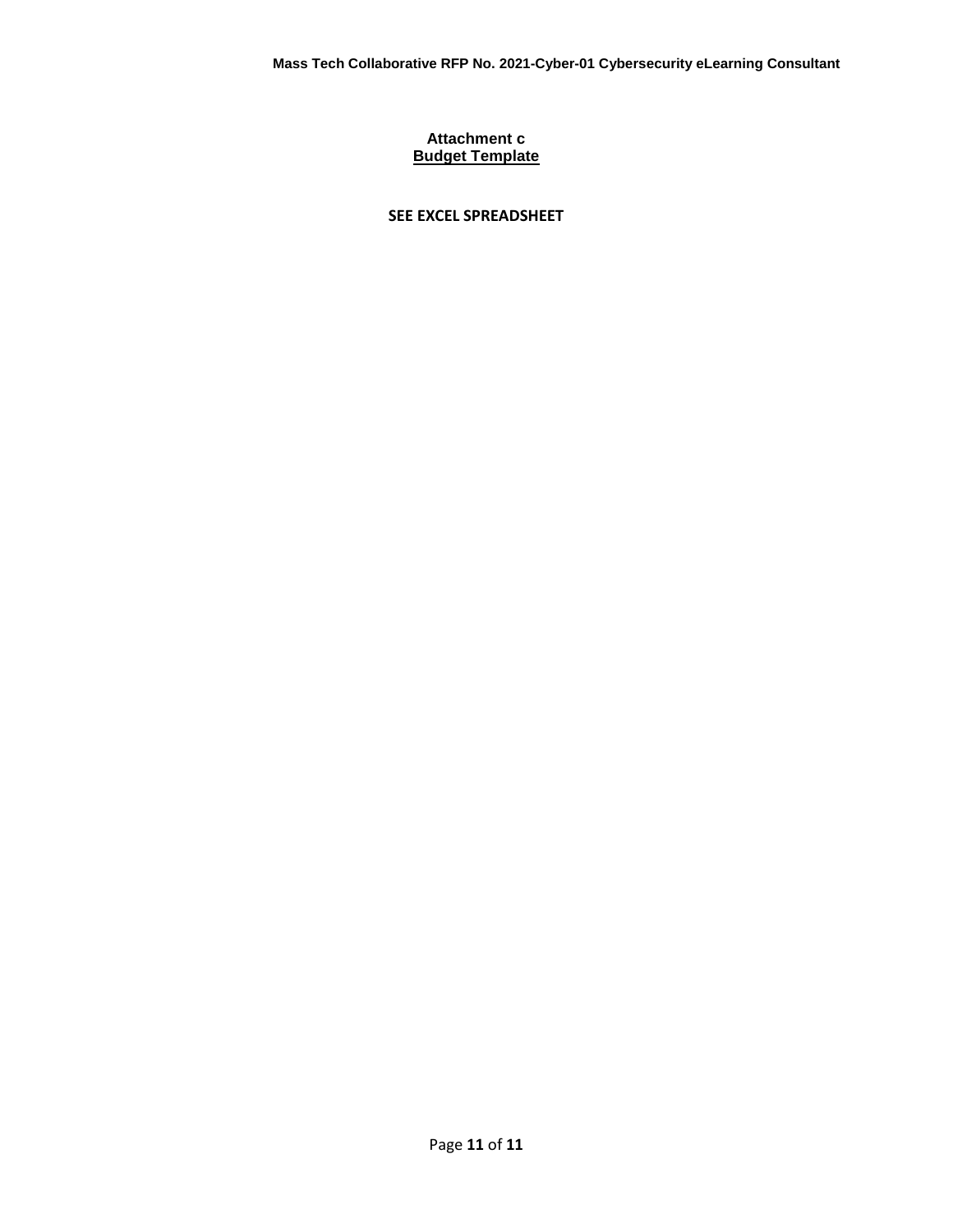**Attachment c**
**<u>Budget Template</u>**

**SEE EXCEL SPREADSHEET**